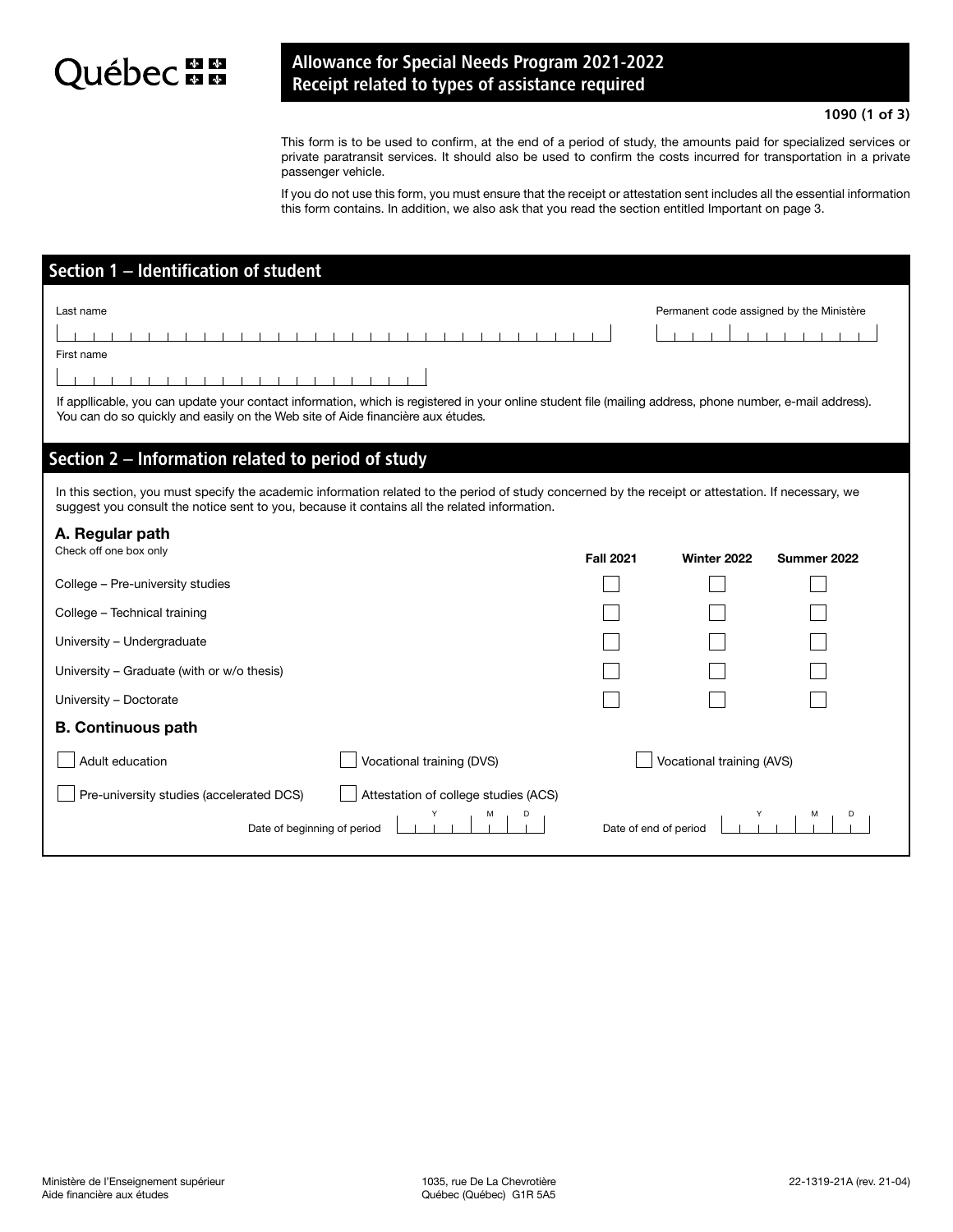Québec

# Allowance for Special Needs Program 2021-2022
# Receipt related to types of assistance required

**1090 (1 of 3)**

This form is to be used to confirm, at the end of a period of study, the amounts paid for specialized services or private paratransit services. It should also be used to confirm the costs incurred for transportation in a private passenger vehicle.

If you do not use this form, you must ensure that the receipt or attestation sent includes all the essential information this form contains. In addition, we also ask that you read the section entitled Important on page 3.

## Section 1 – Identification of student

Last name

Permanent code assigned by the Ministère

First name

If appllicable, you can update your contact information, which is registered in your online student file (mailing address, phone number, e-mail address). You can do so quickly and easily on the Web site of Aide financière aux études.

## Section 2 – Information related to period of study

In this section, you must specify the academic information related to the period of study concerned by the receipt or attestation. If necessary, we suggest you consult the notice sent to you, because it contains all the related information.

### A. Regular path

Check off one box only

| | Fall 2021 | Winter 2022 | Summer 2022 |
|---|---|---|---|
| College – Pre-university studies | ☐ | ☐ | ☐ |
| College – Technical training | ☐ | ☐ | ☐ |
| University – Undergraduate | ☐ | ☐ | ☐ |
| University – Graduate (with or w/o thesis) | ☐ | ☐ | ☐ |
| University – Doctorate | ☐ | ☐ | ☐ |

### B. Continuous path

☐ Adult education ☐ Vocational training (DVS) ☐ Vocational training (AVS)

☐ Pre-university studies (accelerated DCS) ☐ Attestation of college studies (ACS)

Date of beginning of period (Y M D)

Date of end of period (Y M D)

Ministère de l'Enseignement supérieur
Aide financière aux études

1035, rue De La Chevrotière
Québec (Québec) G1R 5A5

22-1319-21A (rev. 21-04)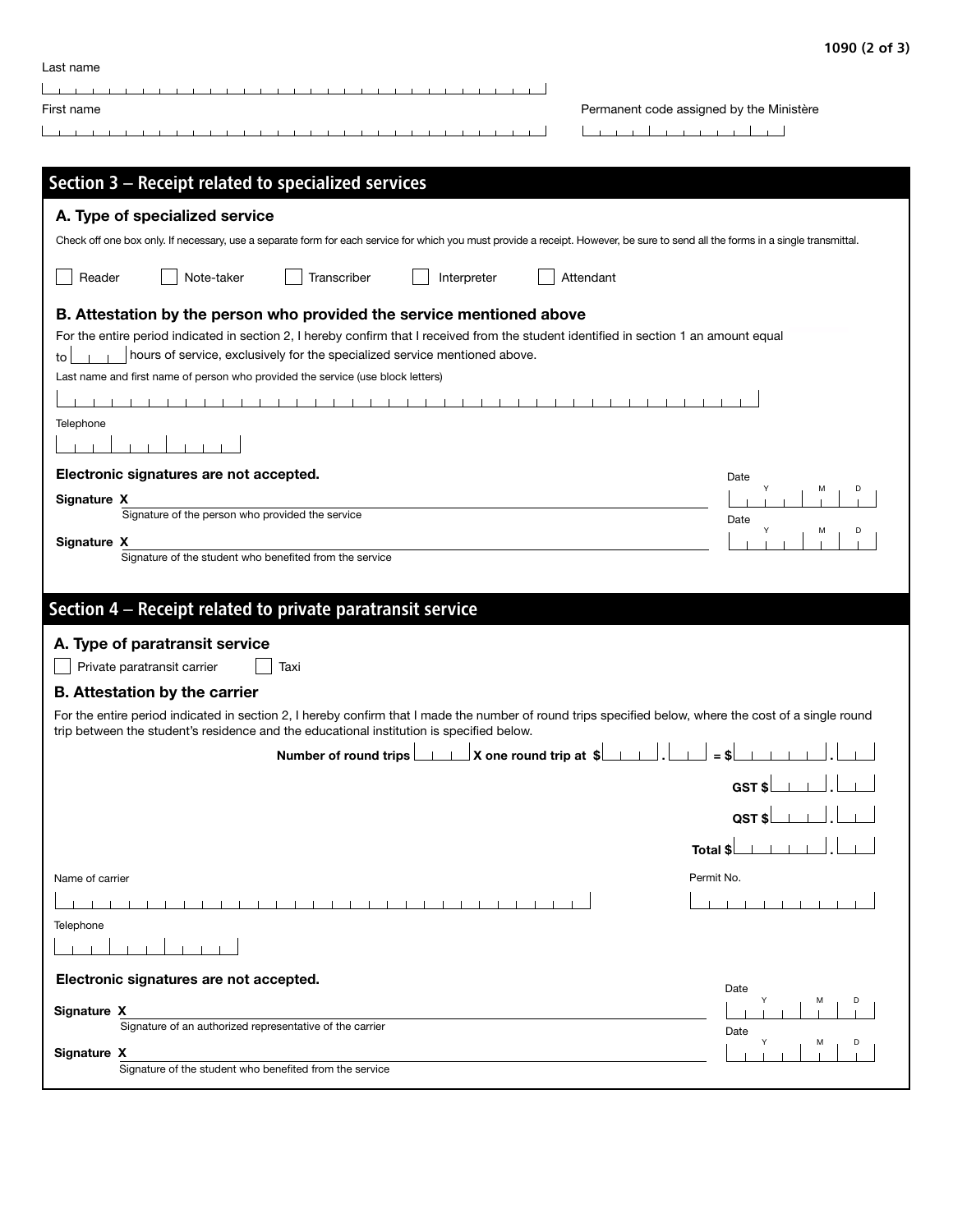Last name

\_\_\_\_\_\_\_\_\_\_\_\_\_\_\_\_\_\_\_\_\_\_\_\_\_\_\_\_\_\_

First name

\_\_\_\_\_\_\_\_\_\_\_\_\_\_\_\_\_\_\_\_\_\_\_\_\_\_\_\_\_\_

Permanent code assigned by the Ministère

\_\_\_\_\_\_\_\_\_\_\_\_\_\_\_\_

## Section 3 – Receipt related to specialized services

### A. Type of specialized service

Check off one box only. If necessary, use a separate form for each service for which you must provide a receipt. However, be sure to send all the forms in a single transmittal.

☐ Reader ☐ Note-taker ☐ Transcriber ☐ Interpreter ☐ Attendant

### B. Attestation by the person who provided the service mentioned above

For the entire period indicated in section 2, I hereby confirm that I received from the student identified in section 1 an amount equal to \_\_\_\_ hours of service, exclusively for the specialized service mentioned above.

Last name and first name of person who provided the service (use block letters)

\_\_\_\_\_\_\_\_\_\_\_\_\_\_\_\_\_\_\_\_\_\_\_\_\_\_\_\_\_\_

Telephone

\_\_\_\_\_\_\_\_\_\_

**Electronic signatures are not accepted.**

**Signature X** \_\_\_\_\_\_\_\_\_\_\_\_\_\_\_\_\_\_\_\_\_\_\_\_ Date Y M D
Signature of the person who provided the service

**Signature X** \_\_\_\_\_\_\_\_\_\_\_\_\_\_\_\_\_\_\_\_\_\_\_\_ Date Y M D
Signature of the student who benefited from the service

## Section 4 – Receipt related to private paratransit service

### A. Type of paratransit service

☐ Private paratransit carrier ☐ Taxi

### B. Attestation by the carrier

For the entire period indicated in section 2, I hereby confirm that I made the number of round trips specified below, where the cost of a single round trip between the student's residence and the educational institution is specified below.

**Number of round trips** \_\_\_\_ **X one round trip at $** \_\_\_\_.\_\_ **= $** \_\_\_\_\_\_.\_\_

**GST $** \_\_\_\_.\_\_

**QST $** \_\_\_\_.\_\_

**Total $** \_\_\_\_\_\_.\_\_

Name of carrier

\_\_\_\_\_\_\_\_\_\_\_\_\_\_\_\_\_\_\_\_\_\_\_\_\_\_\_\_\_\_

Permit No.

\_\_\_\_\_\_\_\_\_\_

Telephone

\_\_\_\_\_\_\_\_\_\_

**Electronic signatures are not accepted.**

**Signature X** \_\_\_\_\_\_\_\_\_\_\_\_\_\_\_\_\_\_\_\_\_\_\_\_ Date Y M D
Signature of an authorized representative of the carrier

**Signature X** \_\_\_\_\_\_\_\_\_\_\_\_\_\_\_\_\_\_\_\_\_\_\_\_ Date Y M D
Signature of the student who benefited from the service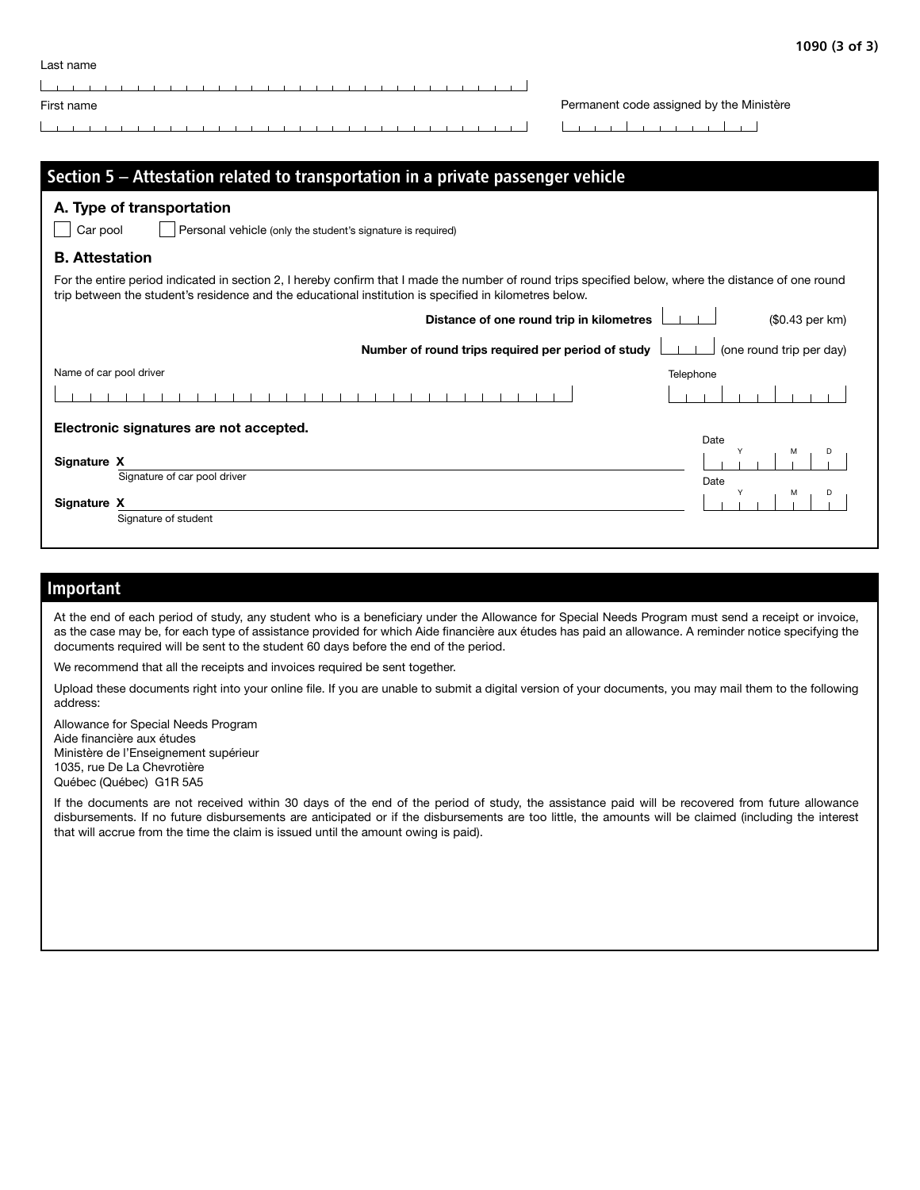Last name

First name

Permanent code assigned by the Ministère

## Section 5 – Attestation related to transportation in a private passenger vehicle

### A. Type of transportation

☐ Car pool ☐ Personal vehicle (only the student's signature is required)

### B. Attestation

For the entire period indicated in section 2, I hereby confirm that I made the number of round trips specified below, where the distance of one round trip between the student's residence and the educational institution is specified in kilometres below.

**Distance of one round trip in kilometres** ($0.43 per km)

**Number of round trips required per period of study** (one round trip per day)

Name of car pool driver

Telephone

**Electronic signatures are not accepted.**

**Signature X** Signature of car pool driver — Date (Y M D)

**Signature X** Signature of student — Date (Y M D)

## Important

At the end of each period of study, any student who is a beneficiary under the Allowance for Special Needs Program must send a receipt or invoice, as the case may be, for each type of assistance provided for which Aide financière aux études has paid an allowance. A reminder notice specifying the documents required will be sent to the student 60 days before the end of the period.

We recommend that all the receipts and invoices required be sent together.

Upload these documents right into your online file. If you are unable to submit a digital version of your documents, you may mail them to the following address:

Allowance for Special Needs Program
Aide financière aux études
Ministère de l'Enseignement supérieur
1035, rue De La Chevrotière
Québec (Québec) G1R 5A5

If the documents are not received within 30 days of the end of the period of study, the assistance paid will be recovered from future allowance disbursements. If no future disbursements are anticipated or if the disbursements are too little, the amounts will be claimed (including the interest that will accrue from the time the claim is issued until the amount owing is paid).